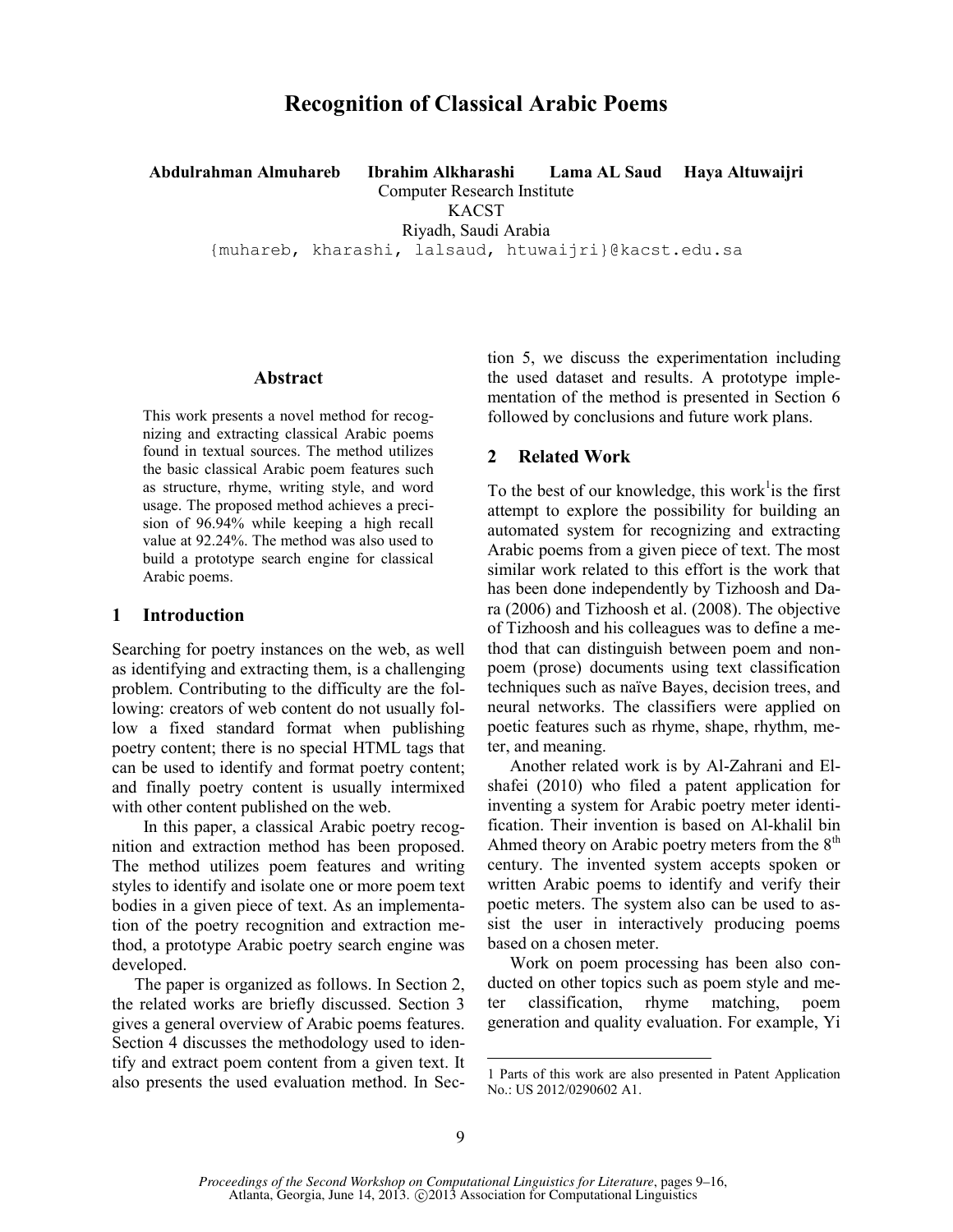# Recognition of Classical Arabic Poems

**Abdulrahman Almuhareb    Ibrahim Alkharashi    Lama AL Saud    Haya Altuwaijri**

Computer Research Institute
KACST
Riyadh, Saudi Arabia
{muhareb, kharashi, lalsaud, htuwaijri}@kacst.edu.sa

## Abstract

This work presents a novel method for recognizing and extracting classical Arabic poems found in textual sources. The method utilizes the basic classical Arabic poem features such as structure, rhyme, writing style, and word usage. The proposed method achieves a precision of 96.94% while keeping a high recall value at 92.24%. The method was also used to build a prototype search engine for classical Arabic poems.

## 1 Introduction

Searching for poetry instances on the web, as well as identifying and extracting them, is a challenging problem. Contributing to the difficulty are the following: creators of web content do not usually follow a fixed standard format when publishing poetry content; there is no special HTML tags that can be used to identify and format poetry content; and finally poetry content is usually intermixed with other content published on the web.

In this paper, a classical Arabic poetry recognition and extraction method has been proposed. The method utilizes poem features and writing styles to identify and isolate one or more poem text bodies in a given piece of text. As an implementation of the poetry recognition and extraction method, a prototype Arabic poetry search engine was developed.

The paper is organized as follows. In Section 2, the related works are briefly discussed. Section 3 gives a general overview of Arabic poems features. Section 4 discusses the methodology used to identify and extract poem content from a given text. It also presents the used evaluation method. In Section 5, we discuss the experimentation including the used dataset and results. A prototype implementation of the method is presented in Section 6 followed by conclusions and future work plans.

## 2 Related Work

To the best of our knowledge, this work[1] is the first attempt to explore the possibility for building an automated system for recognizing and extracting Arabic poems from a given piece of text. The most similar work related to this effort is the work that has been done independently by Tizhoosh and Dara (2006) and Tizhoosh et al. (2008). The objective of Tizhoosh and his colleagues was to define a method that can distinguish between poem and non-poem (prose) documents using text classification techniques such as naïve Bayes, decision trees, and neural networks. The classifiers were applied on poetic features such as rhyme, shape, rhythm, meter, and meaning.

Another related work is by Al-Zahrani and Elshafei (2010) who filed a patent application for inventing a system for Arabic poetry meter identification. Their invention is based on Al-khalil bin Ahmed theory on Arabic poetry meters from the 8th century. The invented system accepts spoken or written Arabic poems to identify and verify their poetic meters. The system also can be used to assist the user in interactively producing poems based on a chosen meter.

Work on poem processing has been also conducted on other topics such as poem style and meter classification, rhyme matching, poem generation and quality evaluation. For example, Yi

---

1 Parts of this work are also presented in Patent Application No.: US 2012/0290602 A1.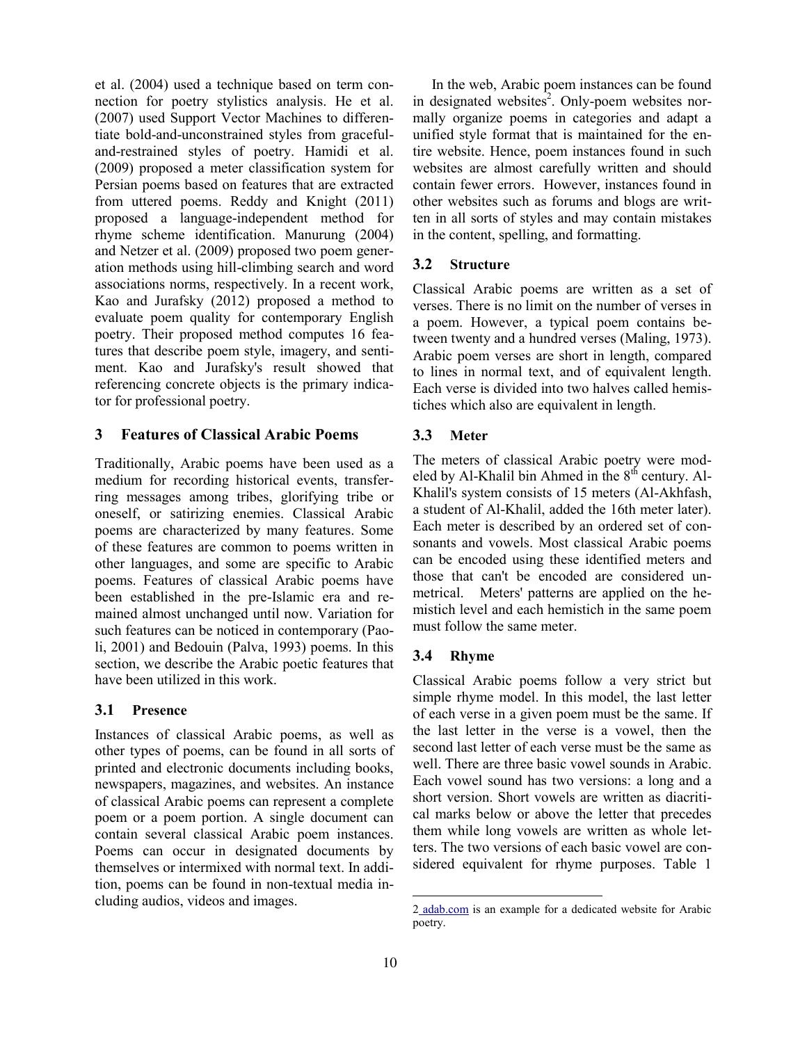et al. (2004) used a technique based on term connection for poetry stylistics analysis. He et al. (2007) used Support Vector Machines to differentiate bold-and-unconstrained styles from graceful-and-restrained styles of poetry. Hamidi et al. (2009) proposed a meter classification system for Persian poems based on features that are extracted from uttered poems. Reddy and Knight (2011) proposed a language-independent method for rhyme scheme identification. Manurung (2004) and Netzer et al. (2009) proposed two poem generation methods using hill-climbing search and word associations norms, respectively. In a recent work, Kao and Jurafsky (2012) proposed a method to evaluate poem quality for contemporary English poetry. Their proposed method computes 16 features that describe poem style, imagery, and sentiment. Kao and Jurafsky's result showed that referencing concrete objects is the primary indicator for professional poetry.

## 3 Features of Classical Arabic Poems

Traditionally, Arabic poems have been used as a medium for recording historical events, transferring messages among tribes, glorifying tribe or oneself, or satirizing enemies. Classical Arabic poems are characterized by many features. Some of these features are common to poems written in other languages, and some are specific to Arabic poems. Features of classical Arabic poems have been established in the pre-Islamic era and remained almost unchanged until now. Variation for such features can be noticed in contemporary (Paoli, 2001) and Bedouin (Palva, 1993) poems. In this section, we describe the Arabic poetic features that have been utilized in this work.

### 3.1 Presence

Instances of classical Arabic poems, as well as other types of poems, can be found in all sorts of printed and electronic documents including books, newspapers, magazines, and websites. An instance of classical Arabic poems can represent a complete poem or a poem portion. A single document can contain several classical Arabic poem instances. Poems can occur in designated documents by themselves or intermixed with normal text. In addition, poems can be found in non-textual media including audios, videos and images.

In the web, Arabic poem instances can be found in designated websites[2]. Only-poem websites normally organize poems in categories and adapt a unified style format that is maintained for the entire website. Hence, poem instances found in such websites are almost carefully written and should contain fewer errors. However, instances found in other websites such as forums and blogs are written in all sorts of styles and may contain mistakes in the content, spelling, and formatting.

### 3.2 Structure

Classical Arabic poems are written as a set of verses. There is no limit on the number of verses in a poem. However, a typical poem contains between twenty and a hundred verses (Maling, 1973). Arabic poem verses are short in length, compared to lines in normal text, and of equivalent length. Each verse is divided into two halves called hemistiches which also are equivalent in length.

### 3.3 Meter

The meters of classical Arabic poetry were modeled by Al-Khalil bin Ahmed in the 8th century. Al-Khalil's system consists of 15 meters (Al-Akhfash, a student of Al-Khalil, added the 16th meter later). Each meter is described by an ordered set of consonants and vowels. Most classical Arabic poems can be encoded using these identified meters and those that can't be encoded are considered unmetrical. Meters' patterns are applied on the hemistich level and each hemistich in the same poem must follow the same meter.

### 3.4 Rhyme

Classical Arabic poems follow a very strict but simple rhyme model. In this model, the last letter of each verse in a given poem must be the same. If the last letter in the verse is a vowel, then the second last letter of each verse must be the same as well. There are three basic vowel sounds in Arabic. Each vowel sound has two versions: a long and a short version. Short vowels are written as diacritical marks below or above the letter that precedes them while long vowels are written as whole letters. The two versions of each basic vowel are considered equivalent for rhyme purposes. Table 1

---

2 adab.com is an example for a dedicated website for Arabic poetry.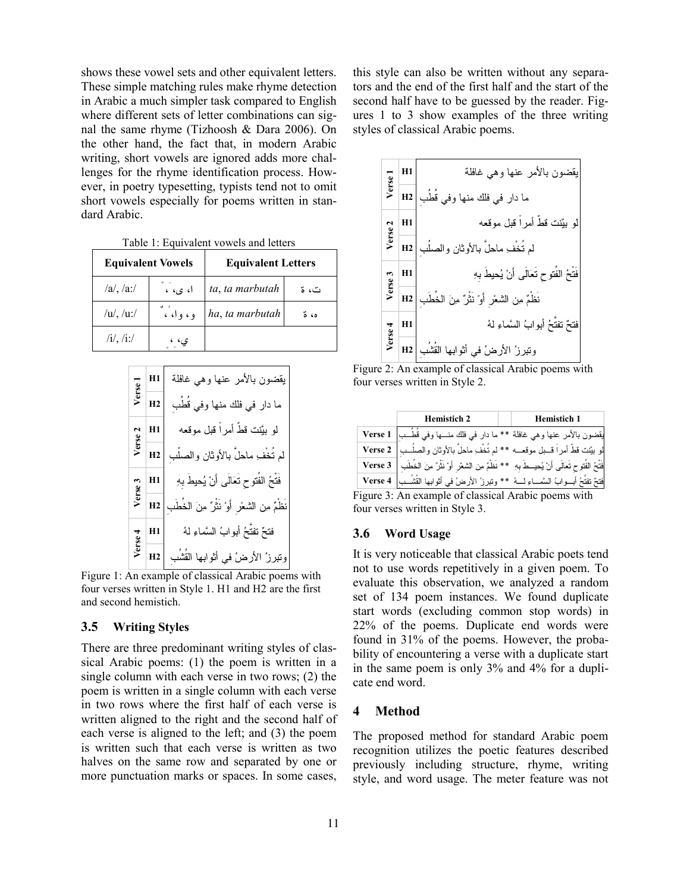shows these vowel sets and other equivalent letters. These simple matching rules make rhyme detection in Arabic a much simpler task compared to English where different sets of letter combinations can signal the same rhyme (Tizhoosh & Dara 2006). On the other hand, the fact that, in modern Arabic writing, short vowels are ignored adds more challenges for the rhyme identification process. However, in poetry typesetting, typists tend not to omit short vowels especially for poems written in standard Arabic.

Table 1: Equivalent vowels and letters

| Equivalent Vowels | | Equivalent Letters | |
|---|---|---|---|
| /a/, /a:/ | ا، ى، َ، ً | *ta*, *ta marbutah* | ت، ة |
| /u/, /u:/ | و، وا، ُ، ٌ | *ha*, *ta marbutah* | ه، ة |
| /i/, /i:/ | ي، ِ، ٍ | | |

| | | |
|---|---|---|
| Verse 1 | H1 | يقضون بالأمر عنها وهي غافلة |
| | H2 | ما دار في فلك منها وفي قُطُبِ |
| Verse 2 | H1 | لو بيِّنت قطّ أمراً قبل موقعه |
| | H2 | لم تُخْفِ ماحلَّ بالأوثان والصلُبِ |
| Verse 3 | H1 | فَتْحُ الفُتوح تَعالَى أَنْ يُحيطَ بِهِ |
| | H2 | نَظْمٌ مِن الشعْرِ أَوْ نَثْرٌ مِنَ الخُطَبِ |
| Verse 4 | H1 | فتحٌ تفتَّحُ أبوابُ السَّماء لهُ |
| | H2 | وتبرزُ الأرضُ في أثوابها القُشُبِ |

Figure 1: An example of classical Arabic poems with four verses written in Style 1. H1 and H2 are the first and second hemistich.

### 3.5 Writing Styles

There are three predominant writing styles of classical Arabic poems: (1) the poem is written in a single column with each verse in two rows; (2) the poem is written in a single column with each verse in two rows where the first half of each verse is written aligned to the right and the second half of each verse is aligned to the left; and (3) the poem is written such that each verse is written as two halves on the same row and separated by one or more punctuation marks or spaces. In some cases, this style can also be written without any separators and the end of the first half and the start of the second half have to be guessed by the reader. Figures 1 to 3 show examples of the three writing styles of classical Arabic poems.

| | | |
|---|---|---|
| Verse 1 | H1 | يقضون بالأمر عنها وهي غافلة |
| | H2 | ما دار في فلك منها وفي قُطُبِ |
| Verse 2 | H1 | لو بيِّنت قطّ أمراً قبل موقعه |
| | H2 | لم تُخْفِ ماحلَّ بالأوثان والصلُبِ |
| Verse 3 | H1 | فَتْحُ الفُتوح تَعالَى أَنْ يُحيطَ بِهِ |
| | H2 | نَظْمٌ مِن الشعْرِ أَوْ نَثْرٌ مِنَ الخُطَبِ |
| Verse 4 | H1 | فتحٌ تفتَّحُ أبوابُ السَّماء لهُ |
| | H2 | وتبرزُ الأرضُ في أثوابها القُشُبِ |

Figure 2: An example of classical Arabic poems with four verses written in Style 2.

| | Hemistich 2 | | Hemistich 1 |
|---|---|---|---|
| Verse 1 | ما دار في فلك منـــها وفي قُطُــبِ | ** | يقضون بالأمر عنها وهي غافلة |
| Verse 2 | لم تُخْفِ ماحلَّ بالأوثان والصلُــبِ | ** | لو بيِّنت قطّ أمراً قــبل موقعــه |
| Verse 3 | نَظْمٌ مِن الشعْرِ أَوْ نَثْرٌ مِنَ الخُطَبِ | ** | فَتْحُ الفُتوح تَعالَى أَنْ يُحيــطَ بِهِ |
| Verse 4 | وتبرزُ الأرضُ في أثوابها القُشُــبِ | ** | فتحٌ تفتَّحُ أبــوابُ السَّمَــاء لـــهُ |

Figure 3: An example of classical Arabic poems with four verses written in Style 3.

### 3.6 Word Usage

It is very noticeable that classical Arabic poets tend not to use words repetitively in a given poem. To evaluate this observation, we analyzed a random set of 134 poem instances. We found duplicate start words (excluding common stop words) in 22% of the poems. Duplicate end words were found in 31% of the poems. However, the probability of encountering a verse with a duplicate start in the same poem is only 3% and 4% for a duplicate end word.

## 4 Method

The proposed method for standard Arabic poem recognition utilizes the poetic features described previously including structure, rhyme, writing style, and word usage. The meter feature was not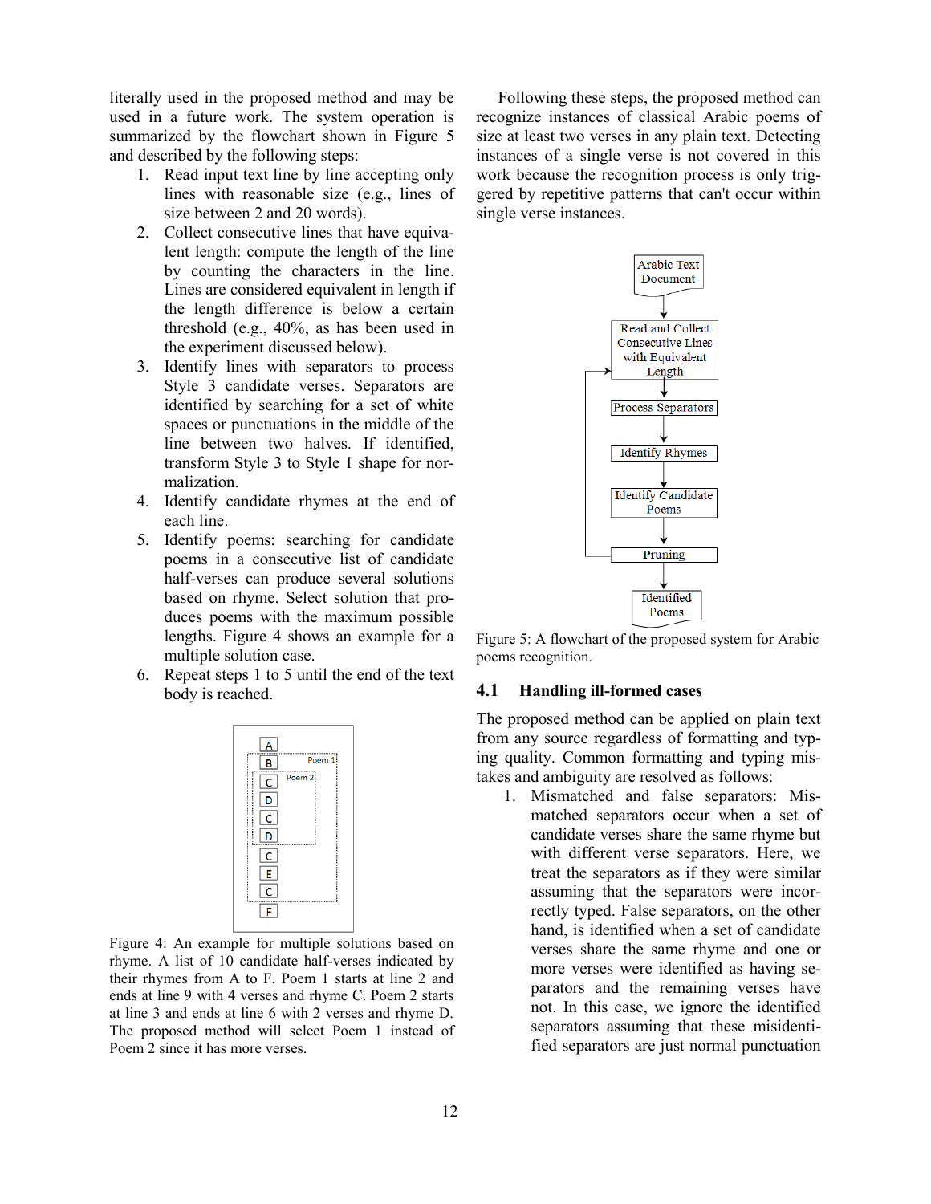literally used in the proposed method and may be used in a future work. The system operation is summarized by the flowchart shown in Figure 5 and described by the following steps:

1. Read input text line by line accepting only lines with reasonable size (e.g., lines of size between 2 and 20 words).
2. Collect consecutive lines that have equivalent length: compute the length of the line by counting the characters in the line. Lines are considered equivalent in length if the length difference is below a certain threshold (e.g., 40%, as has been used in the experiment discussed below).
3. Identify lines with separators to process Style 3 candidate verses. Separators are identified by searching for a set of white spaces or punctuations in the middle of the line between two halves. If identified, transform Style 3 to Style 1 shape for normalization.
4. Identify candidate rhymes at the end of each line.
5. Identify poems: searching for candidate poems in a consecutive list of candidate half-verses can produce several solutions based on rhyme. Select solution that produces poems with the maximum possible lengths. Figure 4 shows an example for a multiple solution case.
6. Repeat steps 1 to 5 until the end of the text body is reached.

A
B
C
D
C
D
C
E
C
F
Poem 1
Poem 2

Figure 4: An example for multiple solutions based on rhyme. A list of 10 candidate half-verses indicated by their rhymes from A to F. Poem 1 starts at line 2 and ends at line 9 with 4 verses and rhyme C. Poem 2 starts at line 3 and ends at line 6 with 2 verses and rhyme D. The proposed method will select Poem 1 instead of Poem 2 since it has more verses.

Following these steps, the proposed method can recognize instances of classical Arabic poems of size at least two verses in any plain text. Detecting instances of a single verse is not covered in this work because the recognition process is only triggered by repetitive patterns that can't occur within single verse instances.

Arabic Text Document
Read and Collect Consecutive Lines with Equivalent Length
Process Separators
Identify Rhymes
Identify Candidate Poems
Pruning
Identified Poems

Figure 5: A flowchart of the proposed system for Arabic poems recognition.

## 4.1 Handling ill-formed cases

The proposed method can be applied on plain text from any source regardless of formatting and typing quality. Common formatting and typing mistakes and ambiguity are resolved as follows:

1. Mismatched and false separators: Mismatched separators occur when a set of candidate verses share the same rhyme but with different verse separators. Here, we treat the separators as if they were similar assuming that the separators were incorrectly typed. False separators, on the other hand, is identified when a set of candidate verses share the same rhyme and one or more verses were identified as having separators and the remaining verses have not. In this case, we ignore the identified separators assuming that these misidentified separators are just normal punctuation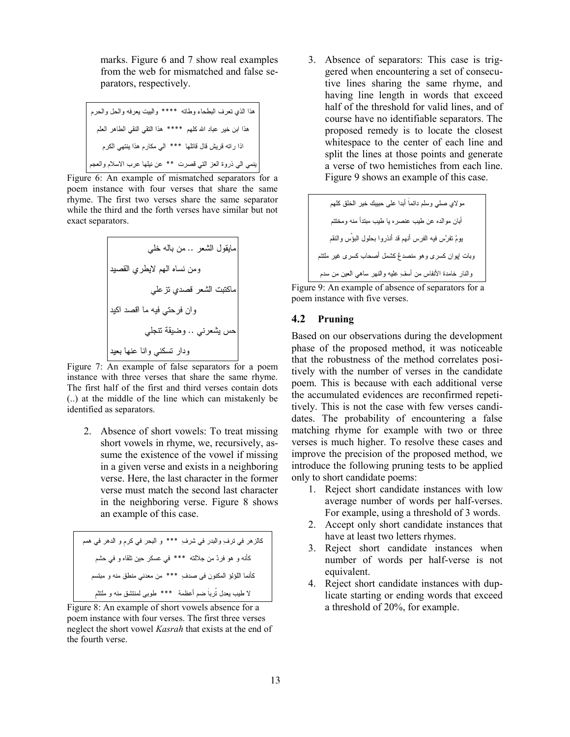marks. Figure 6 and 7 show real examples from the web for mismatched and false separators, respectively.

هذا الذي تعرف البطحاء وطاته **** والبيت يعرفه والحل والحرم

هذا ابن خير عباد الله كلهم **** هذا التقي النقي الطاهر العلم

اذا راته قريش قال قائلها *** الي مكارم هذا ينتهي الكرم

ينمي الي ذروة العز التي قصرت ** عن نيلها عرب الاسلام والعجم

Figure 6: An example of mismatched separators for a poem instance with four verses that share the same rhyme. The first two verses share the same separator while the third and the forth verses have similar but not exact separators.

مايقول الشعر .. من باله خلي

ومن نساه الهم لايطري القصيد

ماكتبت الشعر قصدي تزعلي

وان فرحتي فيه ما اقصد اكيد

حس يشعرني .. وضيقة تنجلي

ودار تسكني وانا عنها بعيد

Figure 7: An example of false separators for a poem instance with three verses that share the same rhyme. The first half of the first and third verses contain dots (..) at the middle of the line which can mistakenly be identified as separators.

2. Absence of short vowels: To treat missing short vowels in rhyme, we, recursively, assume the existence of the vowel if missing in a given verse and exists in a neighboring verse. Here, the last character in the former verse must match the second last character in the neighboring verse. Figure 8 shows an example of this case.

كالزهر في ترفٍ والبدر في شرفٍ *** و البحر في كرمٍ و الدهر في همم

كأنه و هو فردٌ من جلالته *** في عسكر حين تلقاه و في حشم

كأنما اللؤلؤ المكنون فى صدفٍ *** من معدني منطق منه و مبتسم

لا طيب يعدل تُرباً ضم أعظمهُ *** طوبى لمنتشق منه و ملتثمِ

Figure 8: An example of short vowels absence for a poem instance with four verses. The first three verses neglect the short vowel *Kasrah* that exists at the end of the fourth verse.

3. Absence of separators: This case is triggered when encountering a set of consecutive lines sharing the same rhyme, and having line length in words that exceed half of the threshold for valid lines, and of course have no identifiable separators. The proposed remedy is to locate the closest whitespace to the center of each line and split the lines at those points and generate a verse of two hemistiches from each line. Figure 9 shows an example of this case.

مولاي صلي وسلم دائماً أبدا على حبيبك خير الخلق كلهم

أبان مولده عن طيب عنصره يا طيب مبتدأ منه ومختتم

يومٌ تفرّس فيه الفرس أنهم قد أُنذروا بحلول البؤْس والنقم

وبات إيوان كسرى وهو منصدعٌ كشمل أصحاب كسرى غير ملتئم

والنار خامدة الأنفاس من أسفٍ عليه والنهر ساهي العين من سدم

Figure 9: An example of absence of separators for a poem instance with five verses.

### 4.2 Pruning

Based on our observations during the development phase of the proposed method, it was noticeable that the robustness of the method correlates positively with the number of verses in the candidate poem. This is because with each additional verse the accumulated evidences are reconfirmed repetitively. This is not the case with few verses candidates. The probability of encountering a false matching rhyme for example with two or three verses is much higher. To resolve these cases and improve the precision of the proposed method, we introduce the following pruning tests to be applied only to short candidate poems:

1. Reject short candidate instances with low average number of words per half-verses. For example, using a threshold of 3 words.
2. Accept only short candidate instances that have at least two letters rhymes.
3. Reject short candidate instances when number of words per half-verse is not equivalent.
4. Reject short candidate instances with duplicate starting or ending words that exceed a threshold of 20%, for example.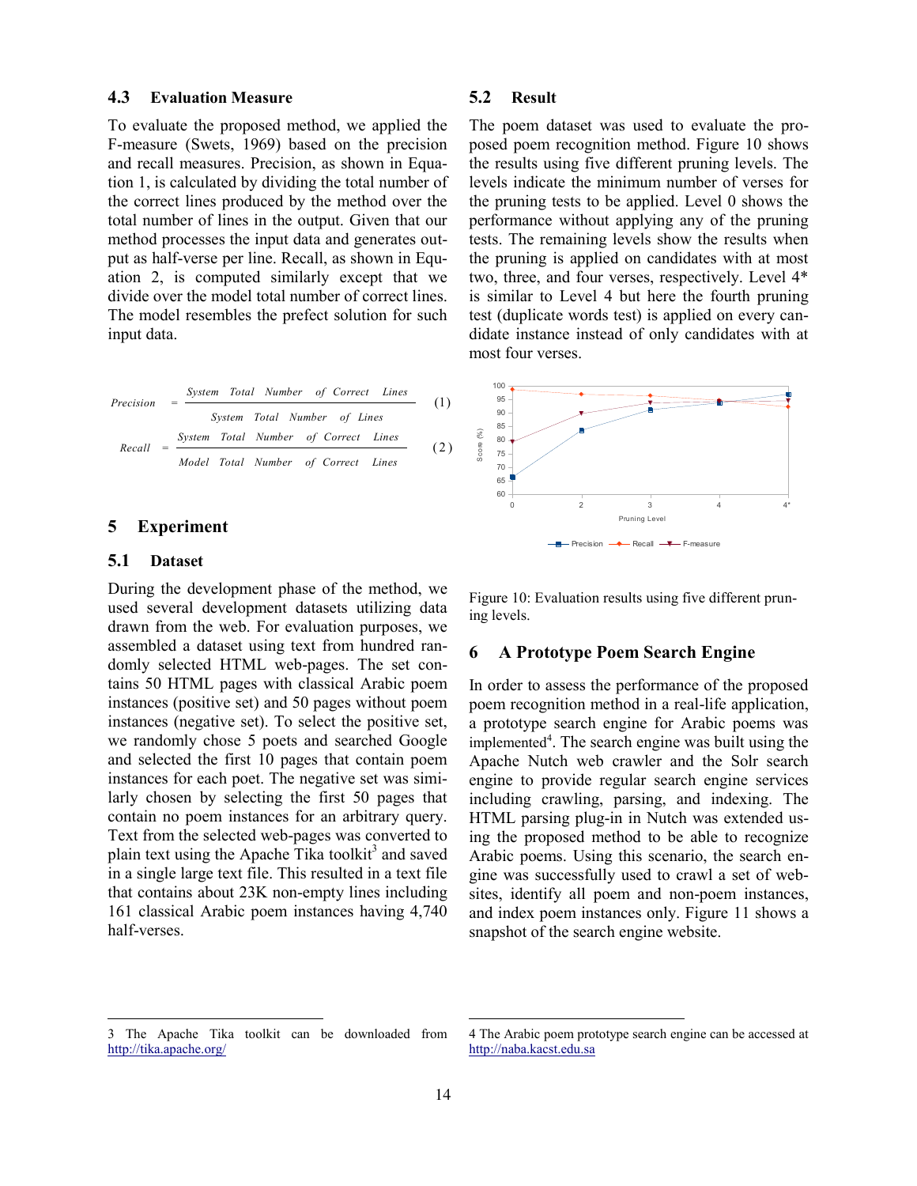### 4.3 Evaluation Measure

To evaluate the proposed method, we applied the F-measure (Swets, 1969) based on the precision and recall measures. Precision, as shown in Equation 1, is calculated by dividing the total number of the correct lines produced by the method over the total number of lines in the output. Given that our method processes the input data and generates output as half-verse per line. Recall, as shown in Equation 2, is computed similarly except that we divide over the model total number of correct lines. The model resembles the prefect solution for such input data.

$$Precision = \frac{System\ Total\ Number\ of\ Correct\ Lines}{System\ Total\ Number\ of\ Lines} \quad (1)$$

$$Recall = \frac{System\ Total\ Number\ of\ Correct\ Lines}{Model\ Total\ Number\ of\ Correct\ Lines} \quad (2)$$

## 5 Experiment

### 5.1 Dataset

During the development phase of the method, we used several development datasets utilizing data drawn from the web. For evaluation purposes, we assembled a dataset using text from hundred randomly selected HTML web-pages. The set contains 50 HTML pages with classical Arabic poem instances (positive set) and 50 pages without poem instances (negative set). To select the positive set, we randomly chose 5 poets and searched Google and selected the first 10 pages that contain poem instances for each poet. The negative set was similarly chosen by selecting the first 50 pages that contain no poem instances for an arbitrary query. Text from the selected web-pages was converted to plain text using the Apache Tika toolkit[3] and saved in a single large text file. This resulted in a text file that contains about 23K non-empty lines including 161 classical Arabic poem instances having 4,740 half-verses.

### 5.2 Result

The poem dataset was used to evaluate the proposed poem recognition method. Figure 10 shows the results using five different pruning levels. The levels indicate the minimum number of verses for the pruning tests to be applied. Level 0 shows the performance without applying any of the pruning tests. The remaining levels show the results when the pruning is applied on candidates with at most two, three, and four verses, respectively. Level 4* is similar to Level 4 but here the fourth pruning test (duplicate words test) is applied on every candidate instance instead of only candidates with at most four verses.

Score (%)
100
95
90
85
80
75
70
65
60
0
2
3
4
4*
Pruning Level
Precision
Recall
F-measure

Figure 10: Evaluation results using five different pruning levels.

## 6 A Prototype Poem Search Engine

In order to assess the performance of the proposed poem recognition method in a real-life application, a prototype search engine for Arabic poems was implemented[4]. The search engine was built using the Apache Nutch web crawler and the Solr search engine to provide regular search engine services including crawling, parsing, and indexing. The HTML parsing plug-in in Nutch was extended using the proposed method to be able to recognize Arabic poems. Using this scenario, the search engine was successfully used to crawl a set of websites, identify all poem and non-poem instances, and index poem instances only. Figure 11 shows a snapshot of the search engine website.

3 The Apache Tika toolkit can be downloaded from http://tika.apache.org/

4 The Arabic poem prototype search engine can be accessed at http://naba.kacst.edu.sa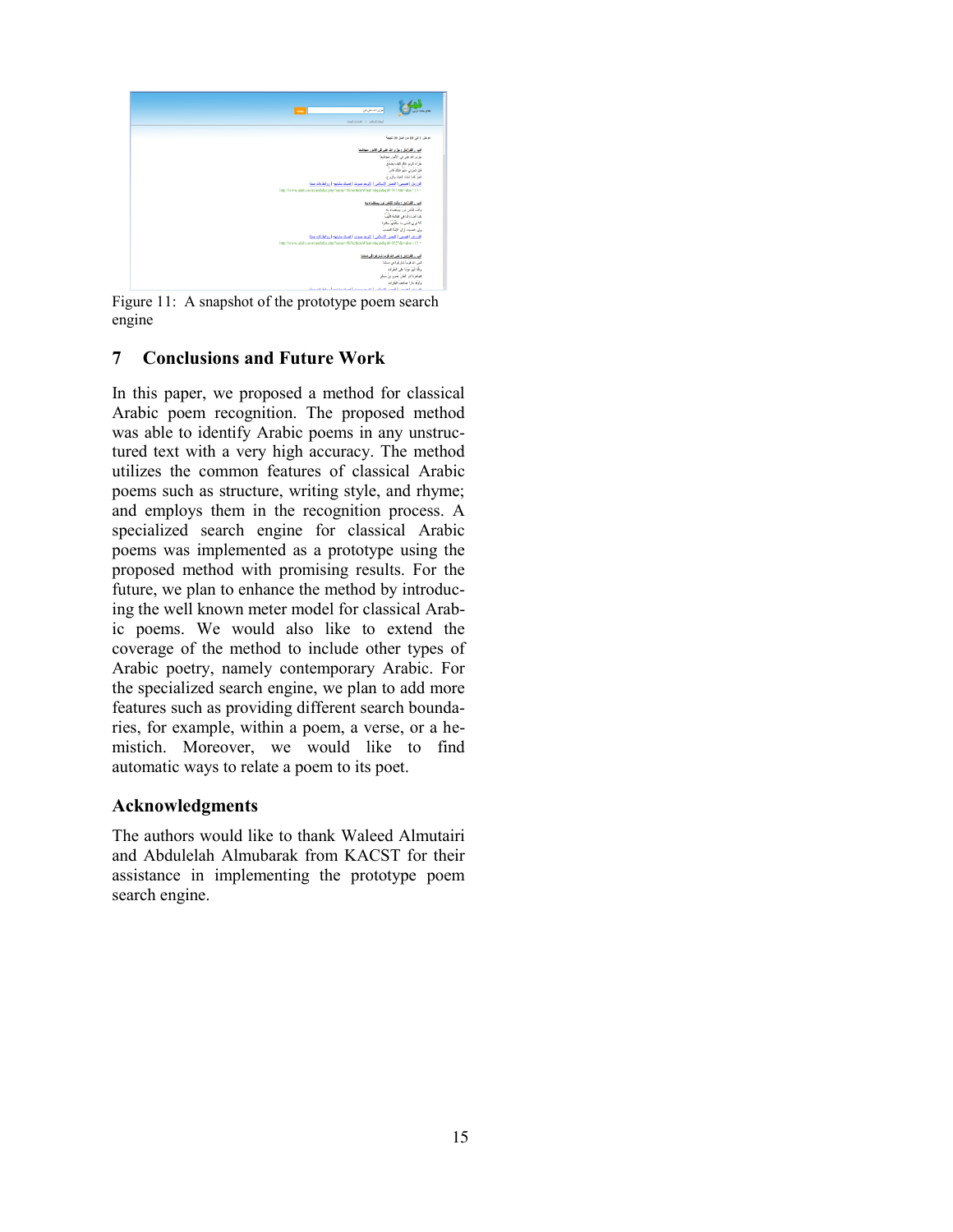Figure 11: A snapshot of the prototype poem search engine

## 7 Conclusions and Future Work

In this paper, we proposed a method for classical Arabic poem recognition. The proposed method was able to identify Arabic poems in any unstructured text with a very high accuracy. The method utilizes the common features of classical Arabic poems such as structure, writing style, and rhyme; and employs them in the recognition process. A specialized search engine for classical Arabic poems was implemented as a prototype using the proposed method with promising results. For the future, we plan to enhance the method by introducing the well known meter model for classical Arabic poems. We would also like to extend the coverage of the method to include other types of Arabic poetry, namely contemporary Arabic. For the specialized search engine, we plan to add more features such as providing different search boundaries, for example, within a poem, a verse, or a hemistich. Moreover, we would like to find automatic ways to relate a poem to its poet.

## Acknowledgments

The authors would like to thank Waleed Almutairi and Abdulelah Almubarak from KACST for their assistance in implementing the prototype poem search engine.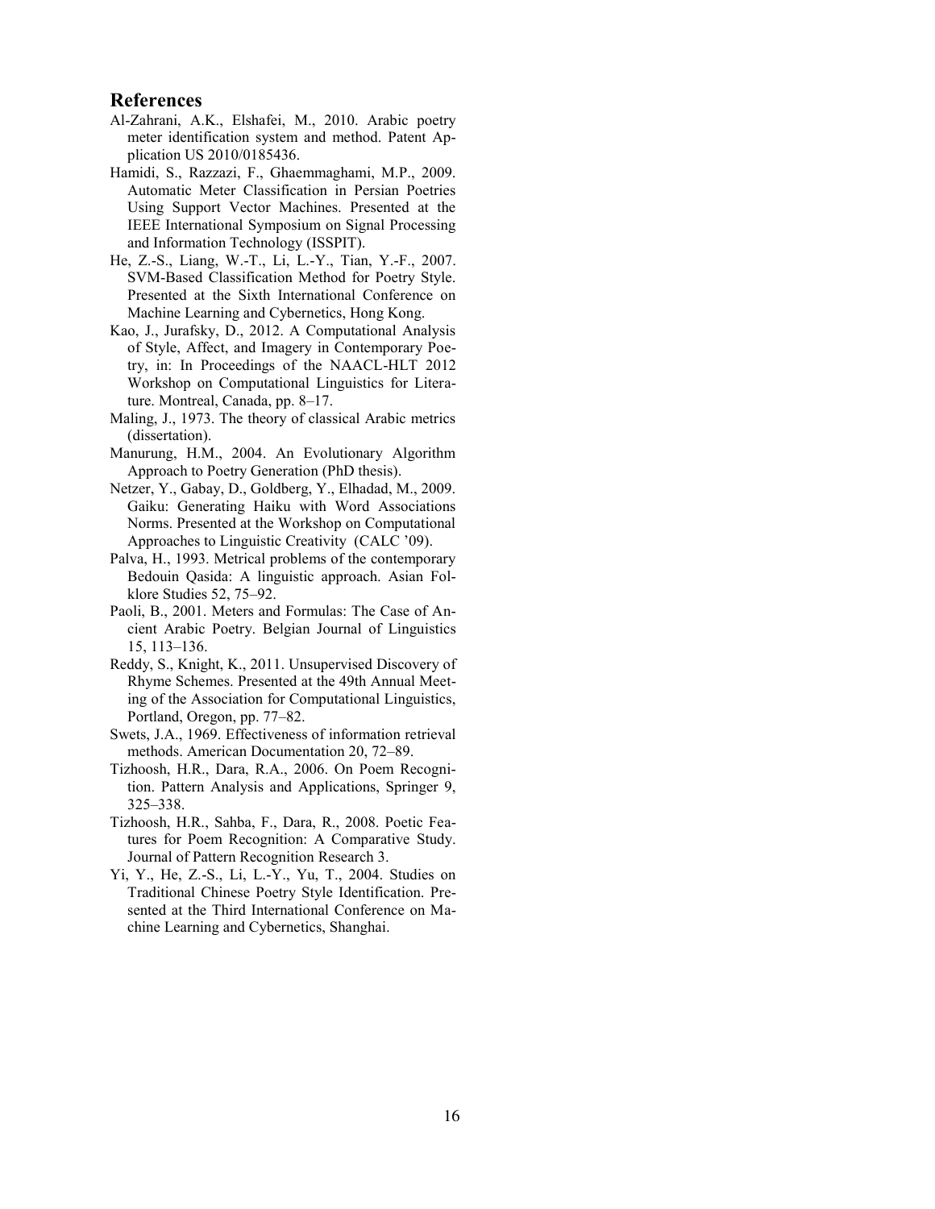## References

Al-Zahrani, A.K., Elshafei, M., 2010. Arabic poetry meter identification system and method. Patent Application US 2010/0185436.

Hamidi, S., Razzazi, F., Ghaemmaghami, M.P., 2009. Automatic Meter Classification in Persian Poetries Using Support Vector Machines. Presented at the IEEE International Symposium on Signal Processing and Information Technology (ISSPIT).

He, Z.-S., Liang, W.-T., Li, L.-Y., Tian, Y.-F., 2007. SVM-Based Classification Method for Poetry Style. Presented at the Sixth International Conference on Machine Learning and Cybernetics, Hong Kong.

Kao, J., Jurafsky, D., 2012. A Computational Analysis of Style, Affect, and Imagery in Contemporary Poetry, in: In Proceedings of the NAACL-HLT 2012 Workshop on Computational Linguistics for Literature. Montreal, Canada, pp. 8–17.

Maling, J., 1973. The theory of classical Arabic metrics (dissertation).

Manurung, H.M., 2004. An Evolutionary Algorithm Approach to Poetry Generation (PhD thesis).

Netzer, Y., Gabay, D., Goldberg, Y., Elhadad, M., 2009. Gaiku: Generating Haiku with Word Associations Norms. Presented at the Workshop on Computational Approaches to Linguistic Creativity (CALC '09).

Palva, H., 1993. Metrical problems of the contemporary Bedouin Qasida: A linguistic approach. Asian Folklore Studies 52, 75–92.

Paoli, B., 2001. Meters and Formulas: The Case of Ancient Arabic Poetry. Belgian Journal of Linguistics 15, 113–136.

Reddy, S., Knight, K., 2011. Unsupervised Discovery of Rhyme Schemes. Presented at the 49th Annual Meeting of the Association for Computational Linguistics, Portland, Oregon, pp. 77–82.

Swets, J.A., 1969. Effectiveness of information retrieval methods. American Documentation 20, 72–89.

Tizhoosh, H.R., Dara, R.A., 2006. On Poem Recognition. Pattern Analysis and Applications, Springer 9, 325–338.

Tizhoosh, H.R., Sahba, F., Dara, R., 2008. Poetic Features for Poem Recognition: A Comparative Study. Journal of Pattern Recognition Research 3.

Yi, Y., He, Z.-S., Li, L.-Y., Yu, T., 2004. Studies on Traditional Chinese Poetry Style Identification. Presented at the Third International Conference on Machine Learning and Cybernetics, Shanghai.